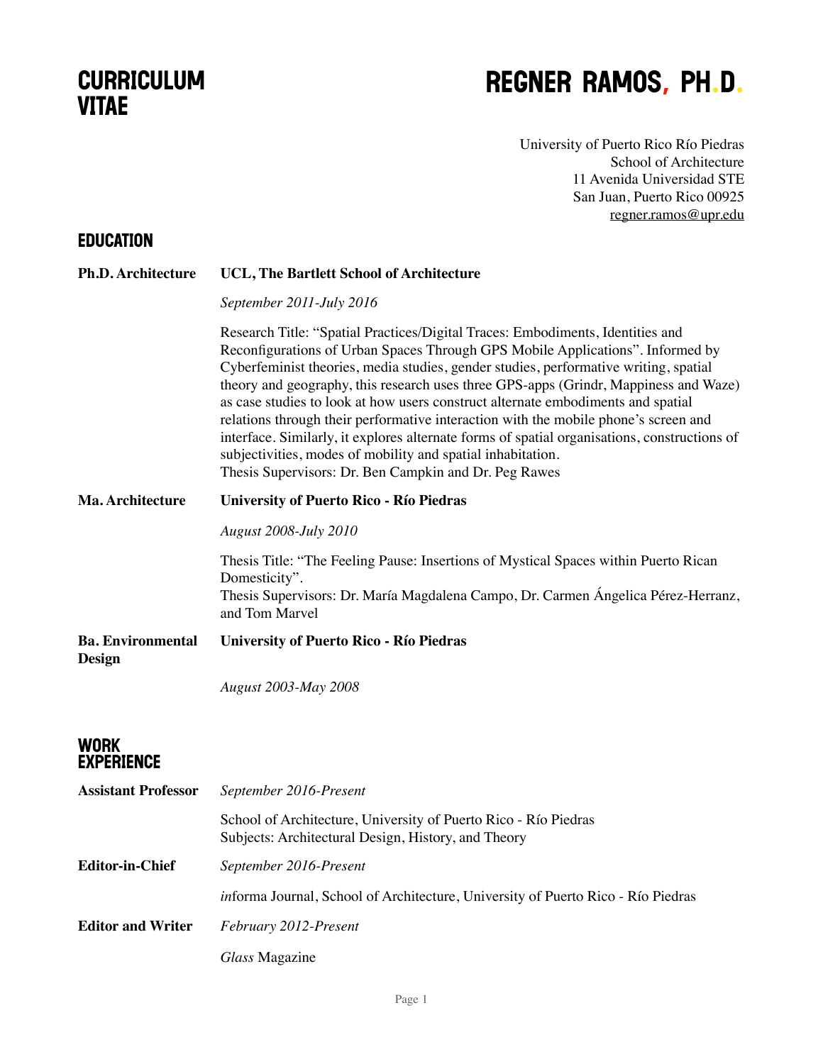# CURRICULUM VITAE

# REGNER RAMOS, PH.D.

University of Puerto Rico Río Piedras
School of Architecture
11 Avenida Universidad STE
San Juan, Puerto Rico 00925
regner.ramos@upr.edu

## EDUCATION

**Ph.D. Architecture** — **UCL, The Bartlett School of Architecture**

*September 2011-July 2016*

Research Title: "Spatial Practices/Digital Traces: Embodiments, Identities and Reconfigurations of Urban Spaces Through GPS Mobile Applications". Informed by Cyberfeminist theories, media studies, gender studies, performative writing, spatial theory and geography, this research uses three GPS-apps (Grindr, Mappiness and Waze) as case studies to look at how users construct alternate embodiments and spatial relations through their performative interaction with the mobile phone's screen and interface. Similarly, it explores alternate forms of spatial organisations, constructions of subjectivities, modes of mobility and spatial inhabitation.
Thesis Supervisors: Dr. Ben Campkin and Dr. Peg Rawes

**Ma. Architecture** — **University of Puerto Rico - Río Piedras**

*August 2008-July 2010*

Thesis Title: "The Feeling Pause: Insertions of Mystical Spaces within Puerto Rican Domesticity".
Thesis Supervisors: Dr. María Magdalena Campo, Dr. Carmen Ángelica Pérez-Herranz, and Tom Marvel

**Ba. Environmental Design** — **University of Puerto Rico - Río Piedras**

*August 2003-May 2008*

## WORK EXPERIENCE

**Assistant Professor** — *September 2016-Present*

School of Architecture, University of Puerto Rico - Río Piedras
Subjects: Architectural Design, History, and Theory

**Editor-in-Chief** — *September 2016-Present*

*in*forma Journal, School of Architecture, University of Puerto Rico - Río Piedras

**Editor and Writer** — *February 2012-Present*

*Glass* Magazine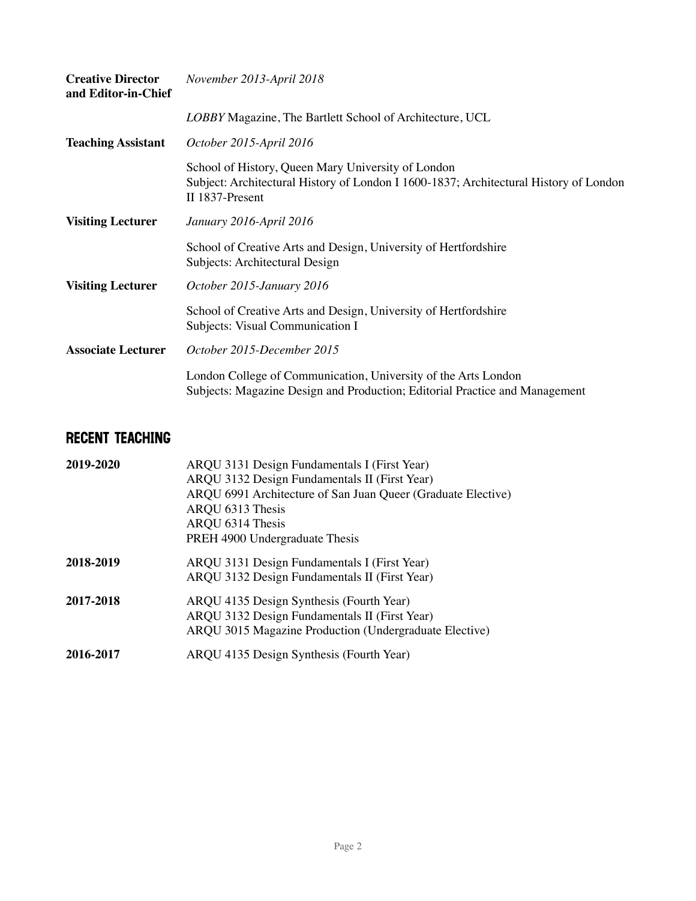**Creative Director and Editor-in-Chief** *November 2013-April 2018*

*LOBBY* Magazine, The Bartlett School of Architecture, UCL

**Teaching Assistant** *October 2015-April 2016*

School of History, Queen Mary University of London
Subject: Architectural History of London I 1600-1837; Architectural History of London II 1837-Present

**Visiting Lecturer** *January 2016-April 2016*

School of Creative Arts and Design, University of Hertfordshire
Subjects: Architectural Design

**Visiting Lecturer** *October 2015-January 2016*

School of Creative Arts and Design, University of Hertfordshire
Subjects: Visual Communication I

**Associate Lecturer** *October 2015-December 2015*

London College of Communication, University of the Arts London
Subjects: Magazine Design and Production; Editorial Practice and Management

## RECENT TEACHING

**2019-2020**

ARQU 3131 Design Fundamentals I (First Year)
ARQU 3132 Design Fundamentals II (First Year)
ARQU 6991 Architecture of San Juan Queer (Graduate Elective)
ARQU 6313 Thesis
ARQU 6314 Thesis
PREH 4900 Undergraduate Thesis

**2018-2019**

ARQU 3131 Design Fundamentals I (First Year)
ARQU 3132 Design Fundamentals II (First Year)

**2017-2018**

ARQU 4135 Design Synthesis (Fourth Year)
ARQU 3132 Design Fundamentals II (First Year)
ARQU 3015 Magazine Production (Undergraduate Elective)

**2016-2017**

ARQU 4135 Design Synthesis (Fourth Year)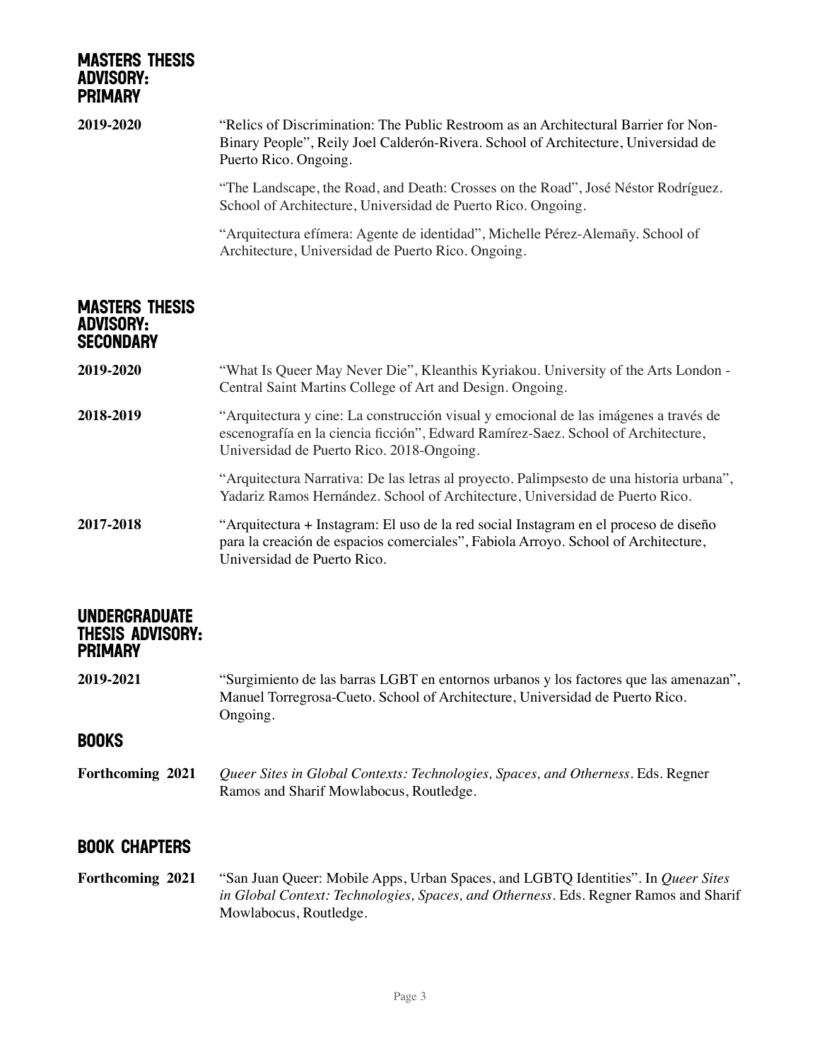## MASTERS THESIS ADVISORY: PRIMARY

**2019-2020**

"Relics of Discrimination: The Public Restroom as an Architectural Barrier for Non-Binary People", Reily Joel Calderón-Rivera. School of Architecture, Universidad de Puerto Rico. Ongoing.

"The Landscape, the Road, and Death: Crosses on the Road", José Néstor Rodríguez. School of Architecture, Universidad de Puerto Rico. Ongoing.

"Arquitectura efímera: Agente de identidad", Michelle Pérez-Alemañy. School of Architecture, Universidad de Puerto Rico. Ongoing.

## MASTERS THESIS ADVISORY: SECONDARY

**2019-2020**

"What Is Queer May Never Die", Kleanthis Kyriakou. University of the Arts London - Central Saint Martins College of Art and Design. Ongoing.

**2018-2019**

"Arquitectura y cine: La construcción visual y emocional de las imágenes a través de escenografía en la ciencia ficción", Edward Ramírez-Saez. School of Architecture, Universidad de Puerto Rico. 2018-Ongoing.

"Arquitectura Narrativa: De las letras al proyecto. Palimpsesto de una historia urbana", Yadariz Ramos Hernández. School of Architecture, Universidad de Puerto Rico.

**2017-2018**

"Arquitectura + Instagram: El uso de la red social Instagram en el proceso de diseño para la creación de espacios comerciales", Fabiola Arroyo. School of Architecture, Universidad de Puerto Rico.

## UNDERGRADUATE THESIS ADVISORY: PRIMARY

**2019-2021**

"Surgimiento de las barras LGBT en entornos urbanos y los factores que las amenazan", Manuel Torregrosa-Cueto. School of Architecture, Universidad de Puerto Rico. Ongoing.

## BOOKS

**Forthcoming 2021**

*Queer Sites in Global Contexts: Technologies, Spaces, and Otherness*. Eds. Regner Ramos and Sharif Mowlabocus, Routledge.

## BOOK CHAPTERS

**Forthcoming 2021**

"San Juan Queer: Mobile Apps, Urban Spaces, and LGBTQ Identities". In *Queer Sites in Global Context: Technologies, Spaces, and Otherness*. Eds. Regner Ramos and Sharif Mowlabocus, Routledge.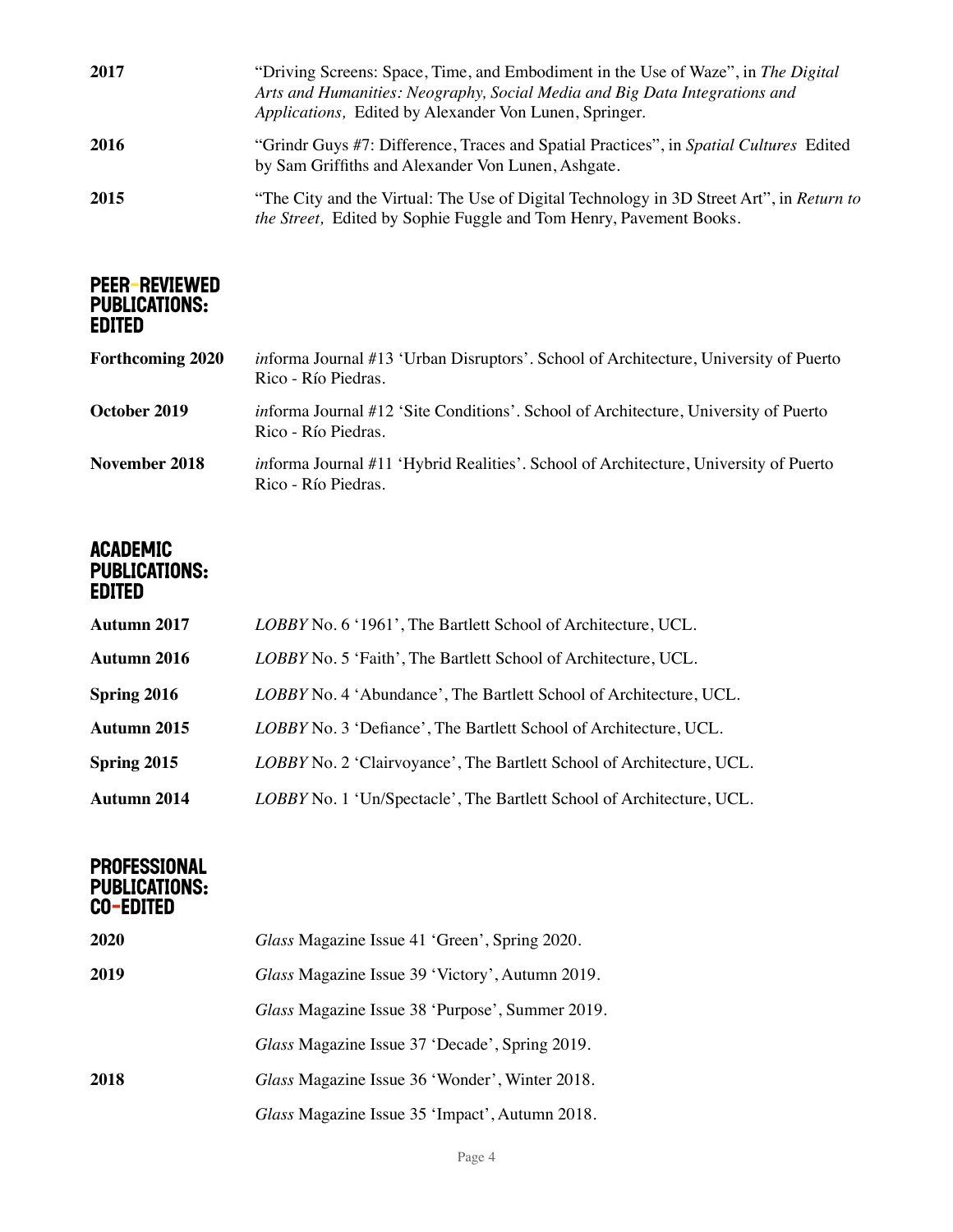| | |
|---|---|
| **2017** | "Driving Screens: Space, Time, and Embodiment in the Use of Waze", in *The Digital Arts and Humanities: Neography, Social Media and Big Data Integrations and Applications,* Edited by Alexander Von Lunen, Springer. |
| **2016** | "Grindr Guys #7: Difference, Traces and Spatial Practices", in *Spatial Cultures* Edited by Sam Griffiths and Alexander Von Lunen, Ashgate. |
| **2015** | "The City and the Virtual: The Use of Digital Technology in 3D Street Art", in *Return to the Street,* Edited by Sophie Fuggle and Tom Henry, Pavement Books. |

## PEER-REVIEWED PUBLICATIONS: EDITED

| | |
|---|---|
| **Forthcoming 2020** | *in*forma Journal #13 'Urban Disruptors'. School of Architecture, University of Puerto Rico - Río Piedras. |
| **October 2019** | *in*forma Journal #12 'Site Conditions'. School of Architecture, University of Puerto Rico - Río Piedras. |
| **November 2018** | *in*forma Journal #11 'Hybrid Realities'. School of Architecture, University of Puerto Rico - Río Piedras. |

## ACADEMIC PUBLICATIONS: EDITED

| | |
|---|---|
| **Autumn 2017** | *LOBBY* No. 6 '1961', The Bartlett School of Architecture, UCL. |
| **Autumn 2016** | *LOBBY* No. 5 'Faith', The Bartlett School of Architecture, UCL. |
| **Spring 2016** | *LOBBY* No. 4 'Abundance', The Bartlett School of Architecture, UCL. |
| **Autumn 2015** | *LOBBY* No. 3 'Defiance', The Bartlett School of Architecture, UCL. |
| **Spring 2015** | *LOBBY* No. 2 'Clairvoyance', The Bartlett School of Architecture, UCL. |
| **Autumn 2014** | *LOBBY* No. 1 'Un/Spectacle', The Bartlett School of Architecture, UCL. |

## PROFESSIONAL PUBLICATIONS: CO-EDITED

| | |
|---|---|
| **2020** | *Glass* Magazine Issue 41 'Green', Spring 2020. |
| **2019** | *Glass* Magazine Issue 39 'Victory', Autumn 2019. |
| | *Glass* Magazine Issue 38 'Purpose', Summer 2019. |
| | *Glass* Magazine Issue 37 'Decade', Spring 2019. |
| **2018** | *Glass* Magazine Issue 36 'Wonder', Winter 2018. |
| | *Glass* Magazine Issue 35 'Impact', Autumn 2018. |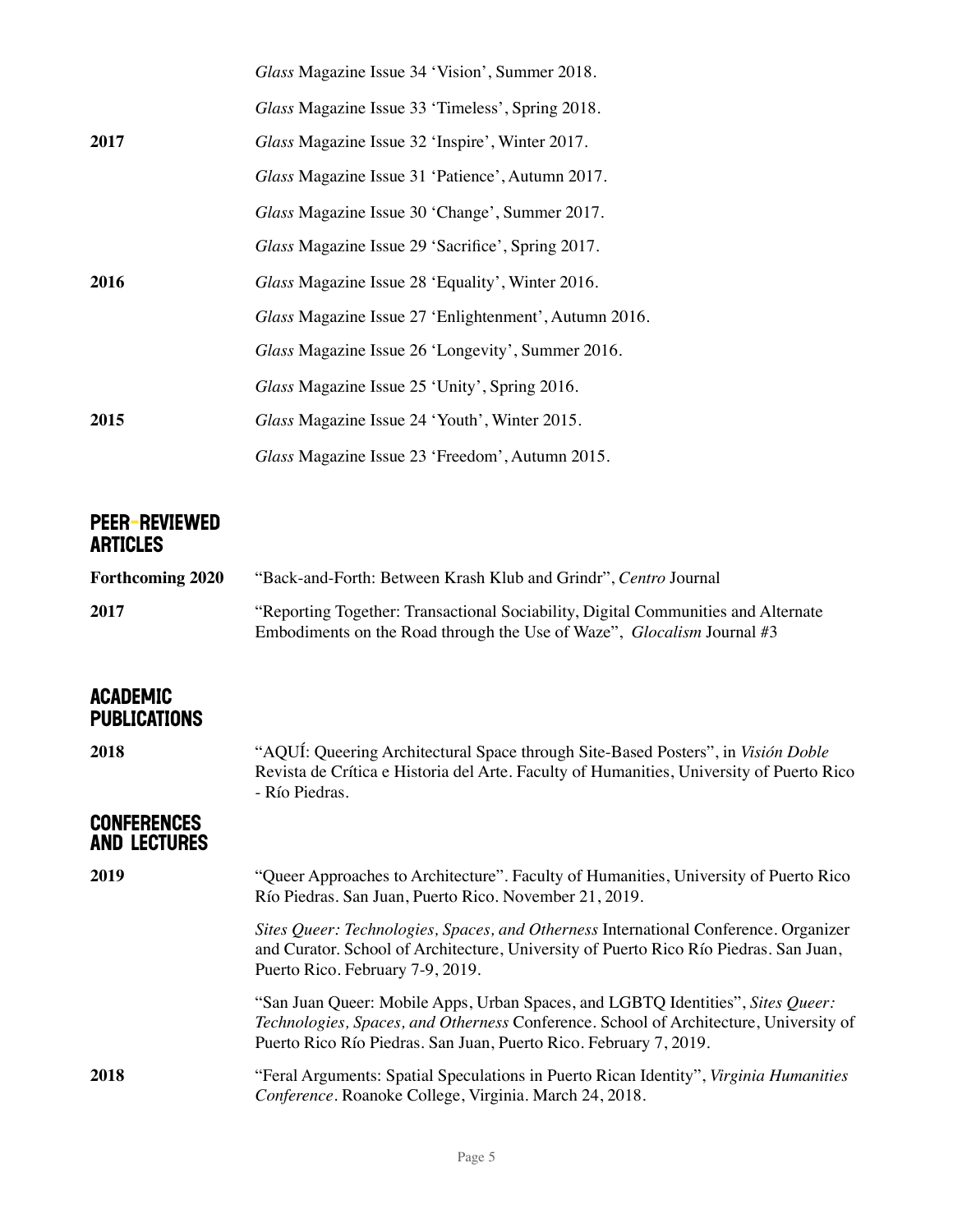| | |
|---|---|
| | *Glass* Magazine Issue 34 'Vision', Summer 2018. |
| | *Glass* Magazine Issue 33 'Timeless', Spring 2018. |
| **2017** | *Glass* Magazine Issue 32 'Inspire', Winter 2017. |
| | *Glass* Magazine Issue 31 'Patience', Autumn 2017. |
| | *Glass* Magazine Issue 30 'Change', Summer 2017. |
| | *Glass* Magazine Issue 29 'Sacrifice', Spring 2017. |
| **2016** | *Glass* Magazine Issue 28 'Equality', Winter 2016. |
| | *Glass* Magazine Issue 27 'Enlightenment', Autumn 2016. |
| | *Glass* Magazine Issue 26 'Longevity', Summer 2016. |
| | *Glass* Magazine Issue 25 'Unity', Spring 2016. |
| **2015** | *Glass* Magazine Issue 24 'Youth', Winter 2015. |
| | *Glass* Magazine Issue 23 'Freedom', Autumn 2015. |

## PEER-REVIEWED ARTICLES

| | |
|---|---|
| **Forthcoming 2020** | "Back-and-Forth: Between Krash Klub and Grindr", *Centro* Journal |
| **2017** | "Reporting Together: Transactional Sociability, Digital Communities and Alternate Embodiments on the Road through the Use of Waze", *Glocalism* Journal #3 |

## ACADEMIC PUBLICATIONS

| | |
|---|---|
| **2018** | "AQUÍ: Queering Architectural Space through Site-Based Posters", in *Visión Doble* Revista de Crítica e Historia del Arte. Faculty of Humanities, University of Puerto Rico - Río Piedras. |

## CONFERENCES AND LECTURES

| | |
|---|---|
| **2019** | "Queer Approaches to Architecture". Faculty of Humanities, University of Puerto Rico Río Piedras. San Juan, Puerto Rico. November 21, 2019. |
| | *Sites Queer: Technologies, Spaces, and Otherness* International Conference. Organizer and Curator. School of Architecture, University of Puerto Rico Río Piedras. San Juan, Puerto Rico. February 7-9, 2019. |
| | "San Juan Queer: Mobile Apps, Urban Spaces, and LGBTQ Identities", *Sites Queer: Technologies, Spaces, and Otherness* Conference. School of Architecture, University of Puerto Rico Río Piedras. San Juan, Puerto Rico. February 7, 2019. |
| **2018** | "Feral Arguments: Spatial Speculations in Puerto Rican Identity", *Virginia Humanities Conference*. Roanoke College, Virginia. March 24, 2018. |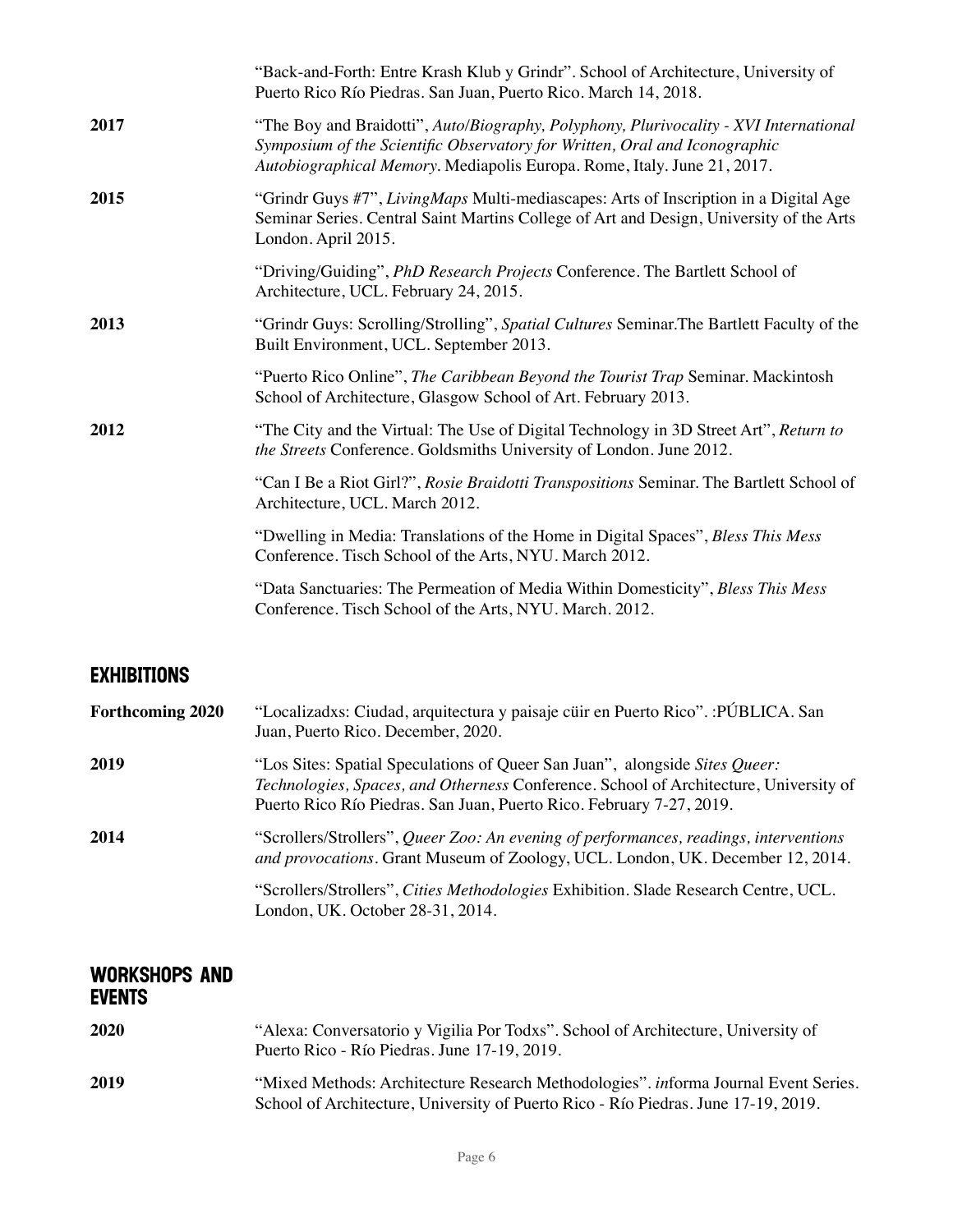“Back-and-Forth: Entre Krash Klub y Grindr”. School of Architecture, University of Puerto Rico Río Piedras. San Juan, Puerto Rico. March 14, 2018.

**2017** “The Boy and Braidotti”, *Auto/Biography, Polyphony, Plurivocality - XVI International Symposium of the Scientific Observatory for Written, Oral and Iconographic Autobiographical Memory*. Mediapolis Europa. Rome, Italy. June 21, 2017.

**2015** “Grindr Guys #7”, *LivingMaps* Multi-mediascapes: Arts of Inscription in a Digital Age Seminar Series. Central Saint Martins College of Art and Design, University of the Arts London. April 2015.

“Driving/Guiding”, *PhD Research Projects* Conference. The Bartlett School of Architecture, UCL. February 24, 2015.

**2013** “Grindr Guys: Scrolling/Strolling”, *Spatial Cultures* Seminar.The Bartlett Faculty of the Built Environment, UCL. September 2013.

“Puerto Rico Online”, *The Caribbean Beyond the Tourist Trap* Seminar. Mackintosh School of Architecture, Glasgow School of Art. February 2013.

**2012** “The City and the Virtual: The Use of Digital Technology in 3D Street Art”, *Return to the Streets* Conference. Goldsmiths University of London. June 2012.

“Can I Be a Riot Girl?”, *Rosie Braidotti Transpositions* Seminar. The Bartlett School of Architecture, UCL. March 2012.

“Dwelling in Media: Translations of the Home in Digital Spaces”, *Bless This Mess* Conference. Tisch School of the Arts, NYU. March 2012.

“Data Sanctuaries: The Permeation of Media Within Domesticity”, *Bless This Mess* Conference. Tisch School of the Arts, NYU. March. 2012.

## EXHIBITIONS

**Forthcoming 2020** “Localizadxs: Ciudad, arquitectura y paisaje cüir en Puerto Rico”. :PÚBLICA. San Juan, Puerto Rico. December, 2020.

**2019** “Los Sites: Spatial Speculations of Queer San Juan”, alongside *Sites Queer: Technologies, Spaces, and Otherness* Conference. School of Architecture, University of Puerto Rico Río Piedras. San Juan, Puerto Rico. February 7-27, 2019.

**2014** “Scrollers/Strollers”, *Queer Zoo: An evening of performances, readings, interventions and provocations*. Grant Museum of Zoology, UCL. London, UK. December 12, 2014.

“Scrollers/Strollers”, *Cities Methodologies* Exhibition. Slade Research Centre, UCL. London, UK. October 28-31, 2014.

## WORKSHOPS AND EVENTS

**2020** “Alexa: Conversatorio y Vigilia Por Todxs”. School of Architecture, University of Puerto Rico - Río Piedras. June 17-19, 2019.

**2019** “Mixed Methods: Architecture Research Methodologies”. *in*forma Journal Event Series. School of Architecture, University of Puerto Rico - Río Piedras. June 17-19, 2019.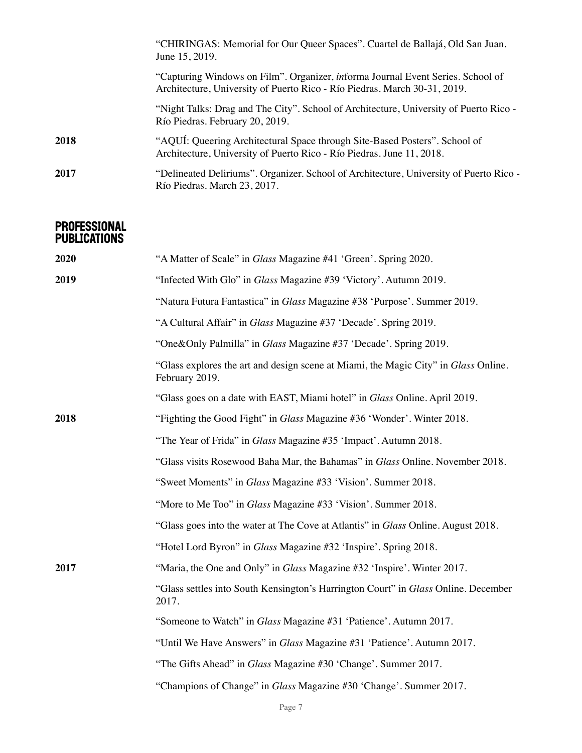“CHIRINGAS: Memorial for Our Queer Spaces”. Cuartel de Ballajá, Old San Juan. June 15, 2019.

“Capturing Windows on Film”. Organizer, *in*forma Journal Event Series. School of Architecture, University of Puerto Rico - Río Piedras. March 30-31, 2019.

“Night Talks: Drag and The City”. School of Architecture, University of Puerto Rico - Río Piedras. February 20, 2019.

**2018** “AQUÍ: Queering Architectural Space through Site-Based Posters”. School of Architecture, University of Puerto Rico - Río Piedras. June 11, 2018.

**2017** “Delineated Deliriums”. Organizer. School of Architecture, University of Puerto Rico - Río Piedras. March 23, 2017.

## PROFESSIONAL PUBLICATIONS

**2020** “A Matter of Scale” in *Glass* Magazine #41 ‘Green’. Spring 2020.

**2019** “Infected With Glo” in *Glass* Magazine #39 ‘Victory’. Autumn 2019.

“Natura Futura Fantastica” in *Glass* Magazine #38 ‘Purpose’. Summer 2019.

“A Cultural Affair” in *Glass* Magazine #37 ‘Decade’. Spring 2019.

“One&Only Palmilla” in *Glass* Magazine #37 ‘Decade’. Spring 2019.

“Glass explores the art and design scene at Miami, the Magic City” in *Glass* Online. February 2019.

“Glass goes on a date with EAST, Miami hotel” in *Glass* Online. April 2019.

**2018** “Fighting the Good Fight” in *Glass* Magazine #36 ‘Wonder’. Winter 2018.

“The Year of Frida” in *Glass* Magazine #35 ‘Impact’. Autumn 2018.

“Glass visits Rosewood Baha Mar, the Bahamas” in *Glass* Online. November 2018.

“Sweet Moments” in *Glass* Magazine #33 ‘Vision’. Summer 2018.

“More to Me Too” in *Glass* Magazine #33 ‘Vision’. Summer 2018.

“Glass goes into the water at The Cove at Atlantis” in *Glass* Online. August 2018.

“Hotel Lord Byron” in *Glass* Magazine #32 ‘Inspire’. Spring 2018.

**2017** “Maria, the One and Only” in *Glass* Magazine #32 ‘Inspire’. Winter 2017.

“Glass settles into South Kensington’s Harrington Court” in *Glass* Online. December 2017.

“Someone to Watch” in *Glass* Magazine #31 ‘Patience’. Autumn 2017.

“Until We Have Answers” in *Glass* Magazine #31 ‘Patience’. Autumn 2017.

“The Gifts Ahead” in *Glass* Magazine #30 ‘Change’. Summer 2017.

“Champions of Change” in *Glass* Magazine #30 ‘Change’. Summer 2017.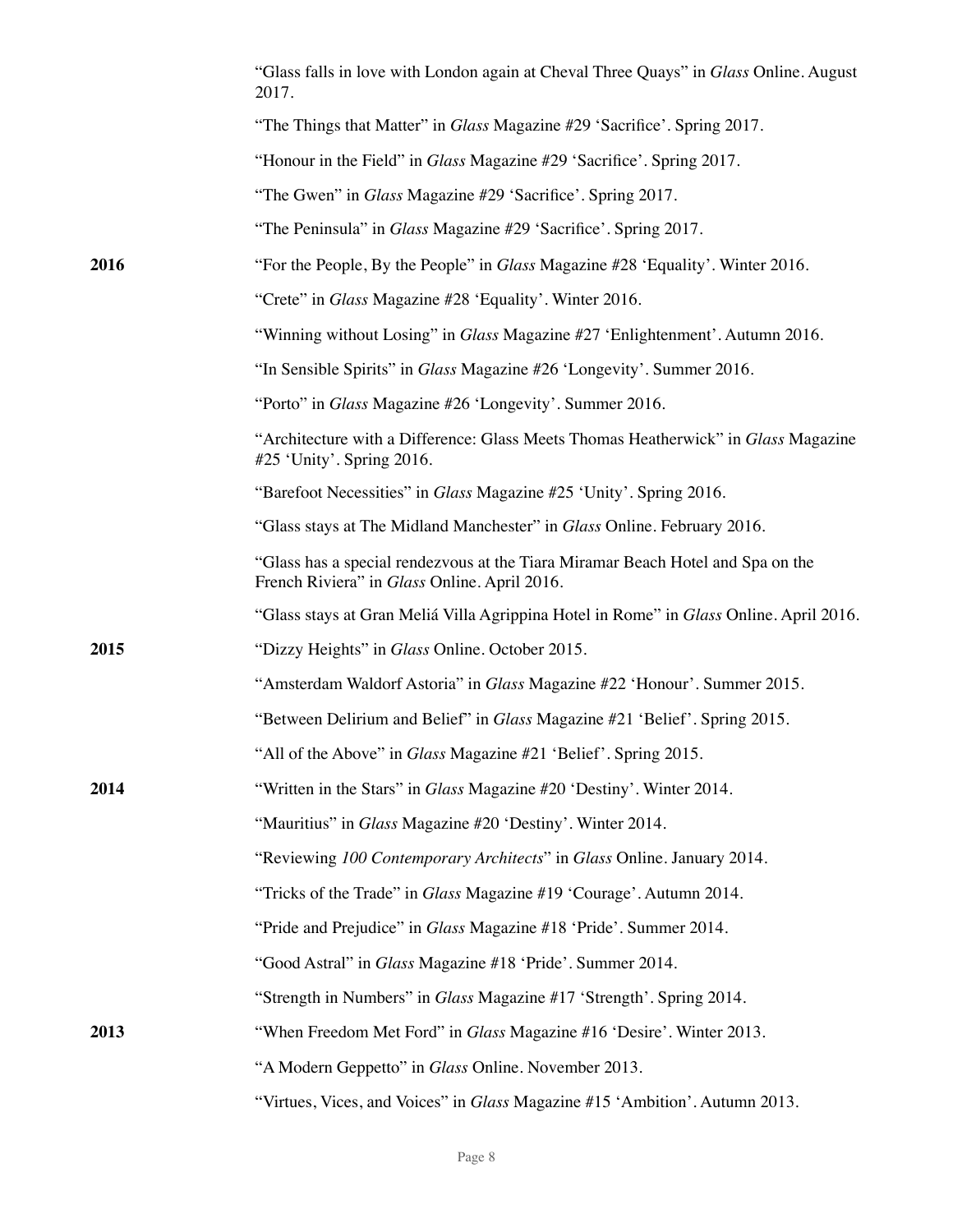"Glass falls in love with London again at Cheval Three Quays" in *Glass* Online. August 2017.

"The Things that Matter" in *Glass* Magazine #29 'Sacrifice'. Spring 2017.

"Honour in the Field" in *Glass* Magazine #29 'Sacrifice'. Spring 2017.

"The Gwen" in *Glass* Magazine #29 'Sacrifice'. Spring 2017.

"The Peninsula" in *Glass* Magazine #29 'Sacrifice'. Spring 2017.

**2016**

"For the People, By the People" in *Glass* Magazine #28 'Equality'. Winter 2016.

"Crete" in *Glass* Magazine #28 'Equality'. Winter 2016.

"Winning without Losing" in *Glass* Magazine #27 'Enlightenment'. Autumn 2016.

"In Sensible Spirits" in *Glass* Magazine #26 'Longevity'. Summer 2016.

"Porto" in *Glass* Magazine #26 'Longevity'. Summer 2016.

"Architecture with a Difference: Glass Meets Thomas Heatherwick" in *Glass* Magazine #25 'Unity'. Spring 2016.

"Barefoot Necessities" in *Glass* Magazine #25 'Unity'. Spring 2016.

"Glass stays at The Midland Manchester" in *Glass* Online. February 2016.

"Glass has a special rendezvous at the Tiara Miramar Beach Hotel and Spa on the French Riviera" in *Glass* Online. April 2016.

"Glass stays at Gran Meliá Villa Agrippina Hotel in Rome" in *Glass* Online. April 2016.

**2015**

"Dizzy Heights" in *Glass* Online. October 2015.

"Amsterdam Waldorf Astoria" in *Glass* Magazine #22 'Honour'. Summer 2015.

"Between Delirium and Belief" in *Glass* Magazine #21 'Belief'. Spring 2015.

"All of the Above" in *Glass* Magazine #21 'Belief'. Spring 2015.

**2014**

"Written in the Stars" in *Glass* Magazine #20 'Destiny'. Winter 2014.

"Mauritius" in *Glass* Magazine #20 'Destiny'. Winter 2014.

"Reviewing *100 Contemporary Architects*" in *Glass* Online. January 2014.

"Tricks of the Trade" in *Glass* Magazine #19 'Courage'. Autumn 2014.

"Pride and Prejudice" in *Glass* Magazine #18 'Pride'. Summer 2014.

"Good Astral" in *Glass* Magazine #18 'Pride'. Summer 2014.

"Strength in Numbers" in *Glass* Magazine #17 'Strength'. Spring 2014.

**2013**

"When Freedom Met Ford" in *Glass* Magazine #16 'Desire'. Winter 2013.

"A Modern Geppetto" in *Glass* Online. November 2013.

"Virtues, Vices, and Voices" in *Glass* Magazine #15 'Ambition'. Autumn 2013.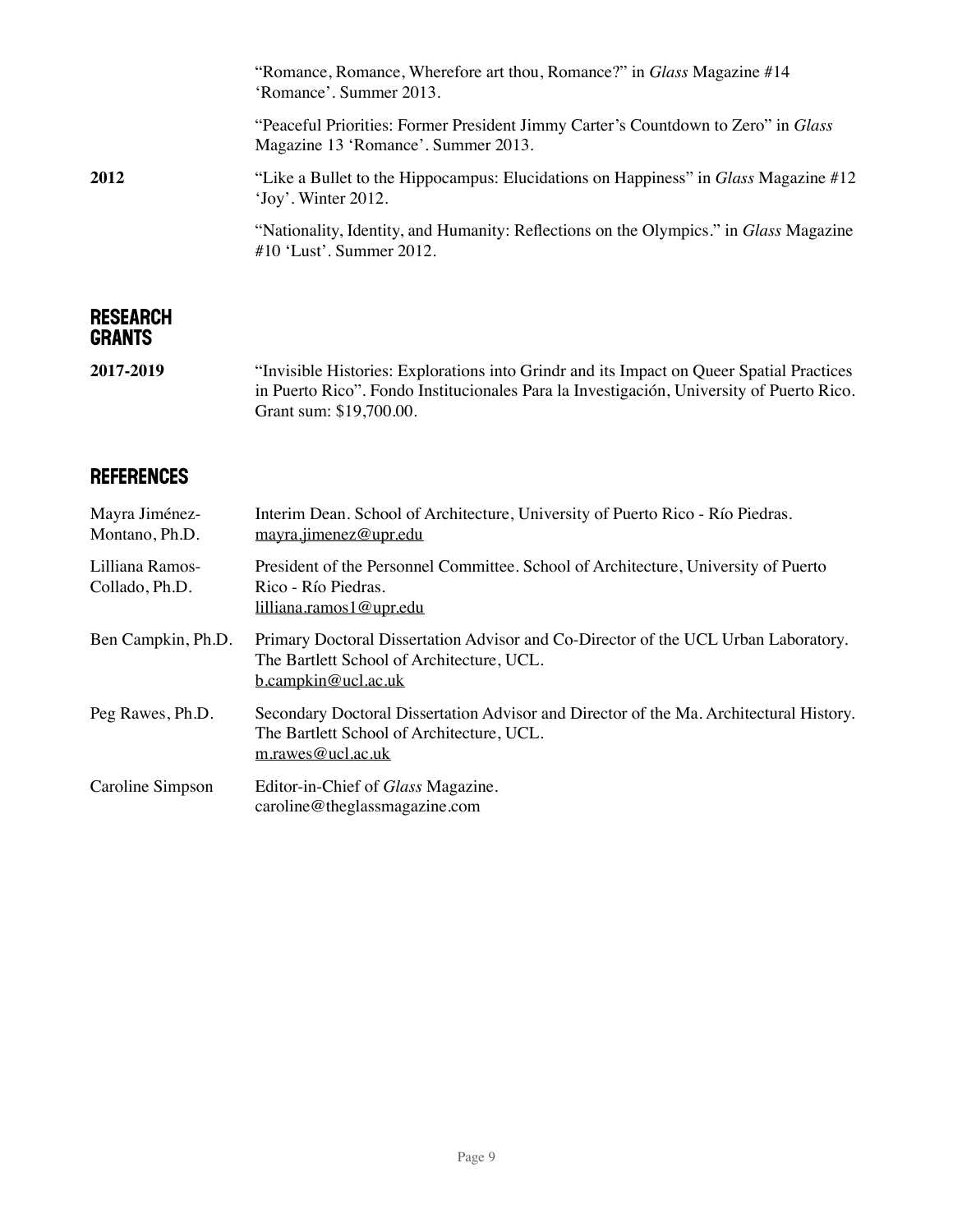“Romance, Romance, Wherefore art thou, Romance?” in *Glass* Magazine #14 ‘Romance’. Summer 2013.

“Peaceful Priorities: Former President Jimmy Carter’s Countdown to Zero” in *Glass* Magazine 13 ‘Romance’. Summer 2013.

**2012** “Like a Bullet to the Hippocampus: Elucidations on Happiness” in *Glass* Magazine #12 ‘Joy’. Winter 2012.

“Nationality, Identity, and Humanity: Reflections on the Olympics.” in *Glass* Magazine #10 ‘Lust’. Summer 2012.

## RESEARCH GRANTS

**2017-2019** “Invisible Histories: Explorations into Grindr and its Impact on Queer Spatial Practices in Puerto Rico”. Fondo Institucionales Para la Investigación, University of Puerto Rico. Grant sum: $19,700.00.

## REFERENCES

Mayra Jiménez-Montano, Ph.D. — Interim Dean. School of Architecture, University of Puerto Rico - Río Piedras.
mayra.jimenez@upr.edu

Lilliana Ramos-Collado, Ph.D. — President of the Personnel Committee. School of Architecture, University of Puerto Rico - Río Piedras.
lilliana.ramos1@upr.edu

Ben Campkin, Ph.D. — Primary Doctoral Dissertation Advisor and Co-Director of the UCL Urban Laboratory. The Bartlett School of Architecture, UCL.
b.campkin@ucl.ac.uk

Peg Rawes, Ph.D. — Secondary Doctoral Dissertation Advisor and Director of the Ma. Architectural History. The Bartlett School of Architecture, UCL.
m.rawes@ucl.ac.uk

Caroline Simpson — Editor-in-Chief of *Glass* Magazine.
caroline@theglassmagazine.com